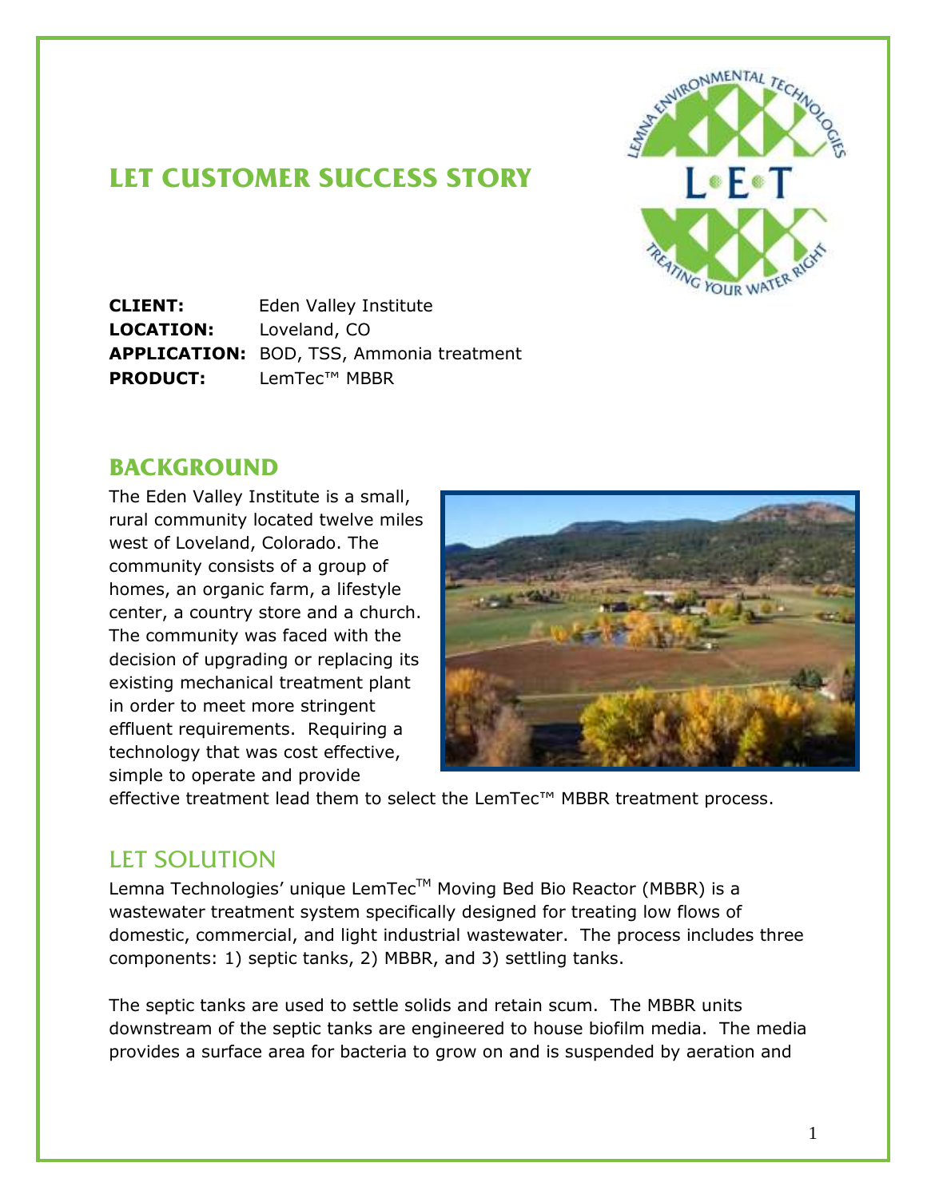# LET CUSTOMER SUCCESS STORY

**CLIENT:** Eden Valley Institute
**LOCATION:** Loveland, CO
**APPLICATION:** BOD, TSS, Ammonia treatment
**PRODUCT:** LemTec™ MBBR

## BACKGROUND

The Eden Valley Institute is a small, rural community located twelve miles west of Loveland, Colorado. The community consists of a group of homes, an organic farm, a lifestyle center, a country store and a church. The community was faced with the decision of upgrading or replacing its existing mechanical treatment plant in order to meet more stringent effluent requirements. Requiring a technology that was cost effective, simple to operate and provide effective treatment lead them to select the LemTec™ MBBR treatment process.

## LET SOLUTION

Lemna Technologies' unique LemTec™ Moving Bed Bio Reactor (MBBR) is a wastewater treatment system specifically designed for treating low flows of domestic, commercial, and light industrial wastewater. The process includes three components: 1) septic tanks, 2) MBBR, and 3) settling tanks.

The septic tanks are used to settle solids and retain scum. The MBBR units downstream of the septic tanks are engineered to house biofilm media. The media provides a surface area for bacteria to grow on and is suspended by aeration and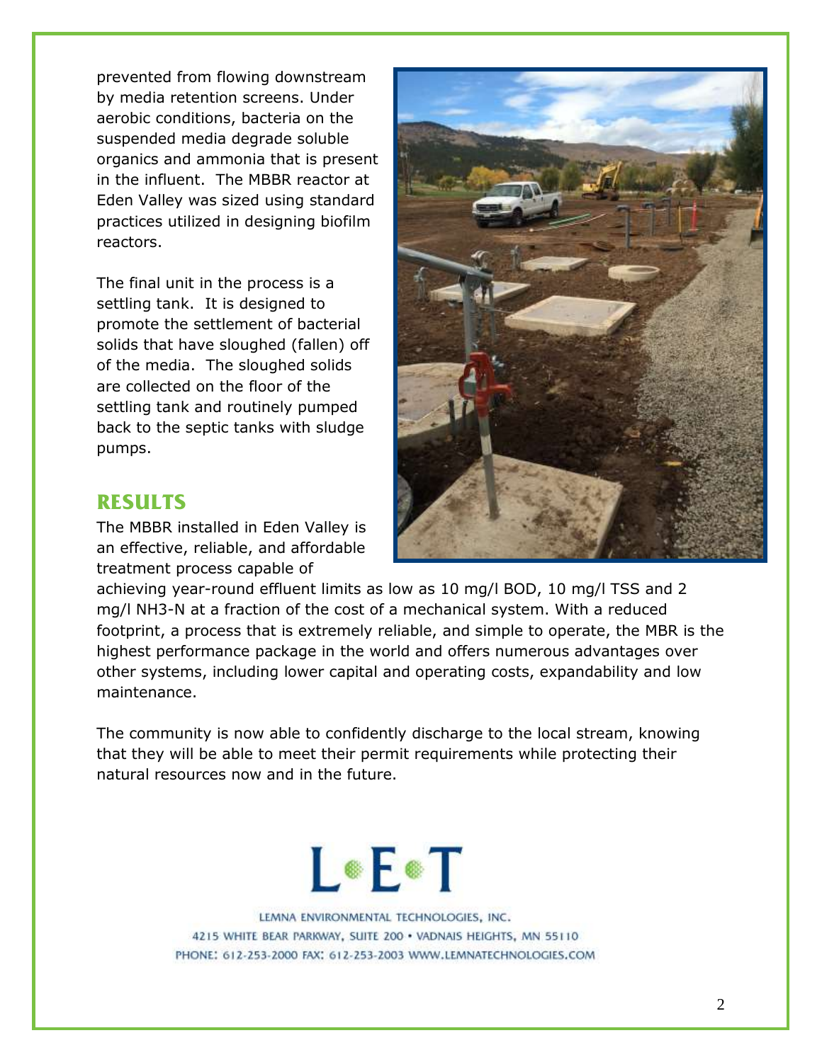prevented from flowing downstream by media retention screens. Under aerobic conditions, bacteria on the suspended media degrade soluble organics and ammonia that is present in the influent. The MBBR reactor at Eden Valley was sized using standard practices utilized in designing biofilm reactors.

The final unit in the process is a settling tank. It is designed to promote the settlement of bacterial solids that have sloughed (fallen) off of the media. The sloughed solids are collected on the floor of the settling tank and routinely pumped back to the septic tanks with sludge pumps.

## RESULTS

The MBBR installed in Eden Valley is an effective, reliable, and affordable treatment process capable of achieving year-round effluent limits as low as 10 mg/l BOD, 10 mg/l TSS and 2 mg/l $NH_3$-N at a fraction of the cost of a mechanical system. With a reduced footprint, a process that is extremely reliable, and simple to operate, the MBR is the highest performance package in the world and offers numerous advantages over other systems, including lower capital and operating costs, expandability and low maintenance.

The community is now able to confidently discharge to the local stream, knowing that they will be able to meet their permit requirements while protecting their natural resources now and in the future.

L•E•T

LEMNA ENVIRONMENTAL TECHNOLOGIES, INC.
4215 WHITE BEAR PARKWAY, SUITE 200 • VADNAIS HEIGHTS, MN 55110
PHONE: 612-253-2000 FAX: 612-253-2003 WWW.LEMNATECHNOLOGIES.COM